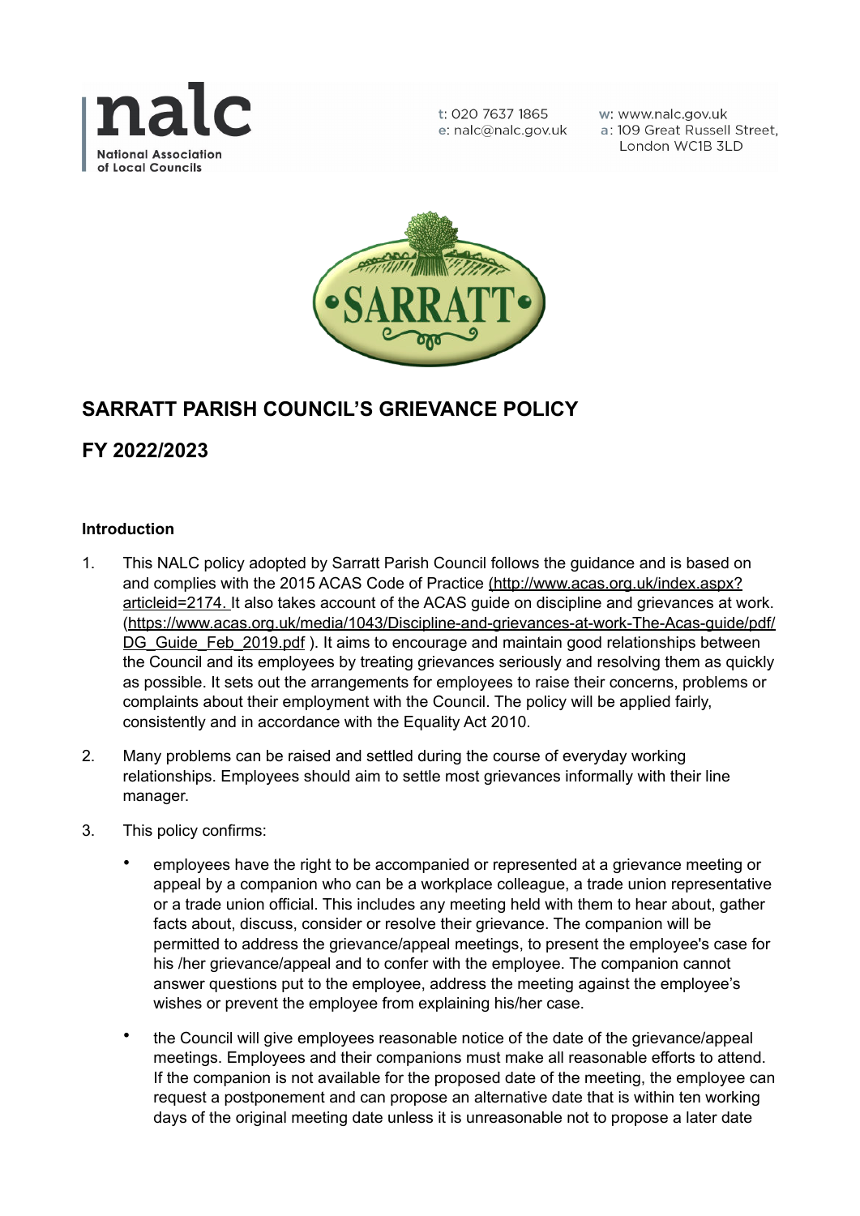nalc
National Association of Local Councils

t: 020 7637 1865
e: nalc@nalc.gov.uk
w: www.nalc.gov.uk
a: 109 Great Russell Street, London WC1B 3LD

SARRATT

## SARRATT PARISH COUNCIL'S GRIEVANCE POLICY

## FY 2022/2023

### Introduction

1. This NALC policy adopted by Sarratt Parish Council follows the guidance and is based on and complies with the 2015 ACAS Code of Practice (http://www.acas.org.uk/index.aspx?articleid=2174. It also takes account of the ACAS guide on discipline and grievances at work. (https://www.acas.org.uk/media/1043/Discipline-and-grievances-at-work-The-Acas-guide/pdf/DG_Guide_Feb_2019.pdf ). It aims to encourage and maintain good relationships between the Council and its employees by treating grievances seriously and resolving them as quickly as possible. It sets out the arrangements for employees to raise their concerns, problems or complaints about their employment with the Council. The policy will be applied fairly, consistently and in accordance with the Equality Act 2010.

2. Many problems can be raised and settled during the course of everyday working relationships. Employees should aim to settle most grievances informally with their line manager.

3. This policy confirms:

   - employees have the right to be accompanied or represented at a grievance meeting or appeal by a companion who can be a workplace colleague, a trade union representative or a trade union official. This includes any meeting held with them to hear about, gather facts about, discuss, consider or resolve their grievance. The companion will be permitted to address the grievance/appeal meetings, to present the employee's case for his /her grievance/appeal and to confer with the employee. The companion cannot answer questions put to the employee, address the meeting against the employee's wishes or prevent the employee from explaining his/her case.

   - the Council will give employees reasonable notice of the date of the grievance/appeal meetings. Employees and their companions must make all reasonable efforts to attend. If the companion is not available for the proposed date of the meeting, the employee can request a postponement and can propose an alternative date that is within ten working days of the original meeting date unless it is unreasonable not to propose a later date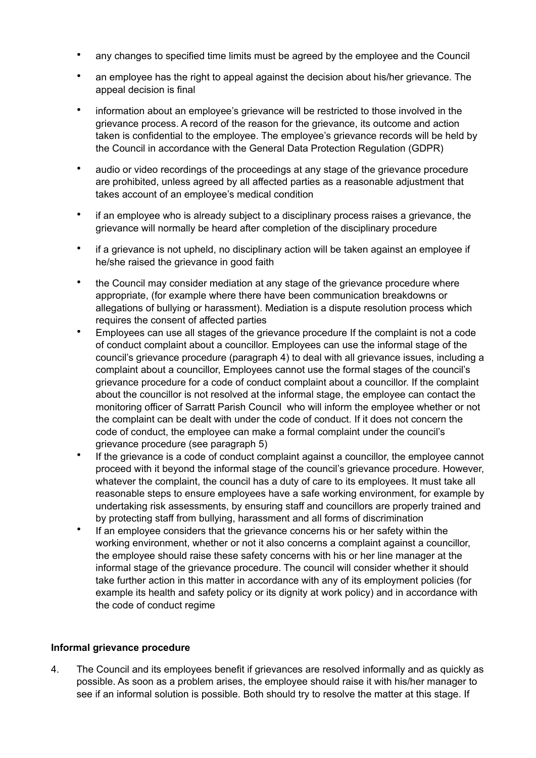- any changes to specified time limits must be agreed by the employee and the Council
- an employee has the right to appeal against the decision about his/her grievance. The appeal decision is final
- information about an employee's grievance will be restricted to those involved in the grievance process. A record of the reason for the grievance, its outcome and action taken is confidential to the employee. The employee's grievance records will be held by the Council in accordance with the General Data Protection Regulation (GDPR)
- audio or video recordings of the proceedings at any stage of the grievance procedure are prohibited, unless agreed by all affected parties as a reasonable adjustment that takes account of an employee's medical condition
- if an employee who is already subject to a disciplinary process raises a grievance, the grievance will normally be heard after completion of the disciplinary procedure
- if a grievance is not upheld, no disciplinary action will be taken against an employee if he/she raised the grievance in good faith
- the Council may consider mediation at any stage of the grievance procedure where appropriate, (for example where there have been communication breakdowns or allegations of bullying or harassment). Mediation is a dispute resolution process which requires the consent of affected parties
- Employees can use all stages of the grievance procedure If the complaint is not a code of conduct complaint about a councillor. Employees can use the informal stage of the council's grievance procedure (paragraph 4) to deal with all grievance issues, including a complaint about a councillor, Employees cannot use the formal stages of the council's grievance procedure for a code of conduct complaint about a councillor. If the complaint about the councillor is not resolved at the informal stage, the employee can contact the monitoring officer of Sarratt Parish Council who will inform the employee whether or not the complaint can be dealt with under the code of conduct. If it does not concern the code of conduct, the employee can make a formal complaint under the council's grievance procedure (see paragraph 5)
- If the grievance is a code of conduct complaint against a councillor, the employee cannot proceed with it beyond the informal stage of the council's grievance procedure. However, whatever the complaint, the council has a duty of care to its employees. It must take all reasonable steps to ensure employees have a safe working environment, for example by undertaking risk assessments, by ensuring staff and councillors are properly trained and by protecting staff from bullying, harassment and all forms of discrimination
- If an employee considers that the grievance concerns his or her safety within the working environment, whether or not it also concerns a complaint against a councillor, the employee should raise these safety concerns with his or her line manager at the informal stage of the grievance procedure. The council will consider whether it should take further action in this matter in accordance with any of its employment policies (for example its health and safety policy or its dignity at work policy) and in accordance with the code of conduct regime

**Informal grievance procedure**

4. The Council and its employees benefit if grievances are resolved informally and as quickly as possible. As soon as a problem arises, the employee should raise it with his/her manager to see if an informal solution is possible. Both should try to resolve the matter at this stage. If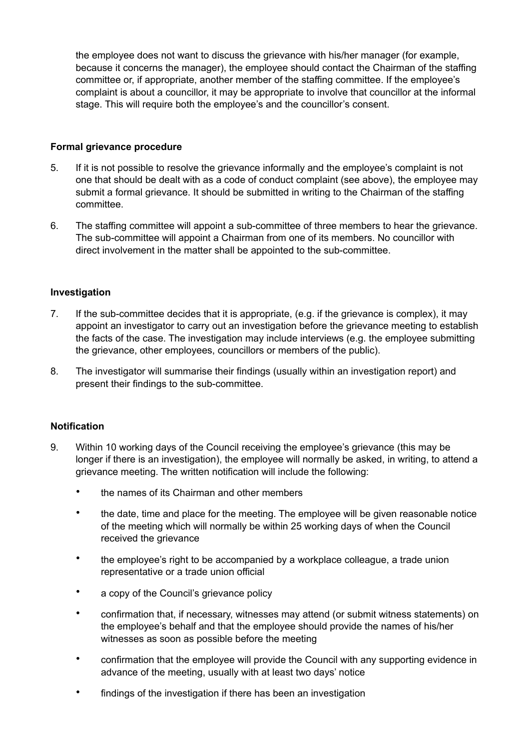the employee does not want to discuss the grievance with his/her manager (for example, because it concerns the manager), the employee should contact the Chairman of the staffing committee or, if appropriate, another member of the staffing committee. If the employee's complaint is about a councillor, it may be appropriate to involve that councillor at the informal stage. This will require both the employee's and the councillor's consent.

**Formal grievance procedure**

5. If it is not possible to resolve the grievance informally and the employee's complaint is not one that should be dealt with as a code of conduct complaint (see above), the employee may submit a formal grievance. It should be submitted in writing to the Chairman of the staffing committee.

6. The staffing committee will appoint a sub-committee of three members to hear the grievance. The sub-committee will appoint a Chairman from one of its members. No councillor with direct involvement in the matter shall be appointed to the sub-committee.

**Investigation**

7. If the sub-committee decides that it is appropriate, (e.g. if the grievance is complex), it may appoint an investigator to carry out an investigation before the grievance meeting to establish the facts of the case. The investigation may include interviews (e.g. the employee submitting the grievance, other employees, councillors or members of the public).

8. The investigator will summarise their findings (usually within an investigation report) and present their findings to the sub-committee.

**Notification**

9. Within 10 working days of the Council receiving the employee's grievance (this may be longer if there is an investigation), the employee will normally be asked, in writing, to attend a grievance meeting. The written notification will include the following:

   - the names of its Chairman and other members
   - the date, time and place for the meeting. The employee will be given reasonable notice of the meeting which will normally be within 25 working days of when the Council received the grievance
   - the employee's right to be accompanied by a workplace colleague, a trade union representative or a trade union official
   - a copy of the Council's grievance policy
   - confirmation that, if necessary, witnesses may attend (or submit witness statements) on the employee's behalf and that the employee should provide the names of his/her witnesses as soon as possible before the meeting
   - confirmation that the employee will provide the Council with any supporting evidence in advance of the meeting, usually with at least two days' notice
   - findings of the investigation if there has been an investigation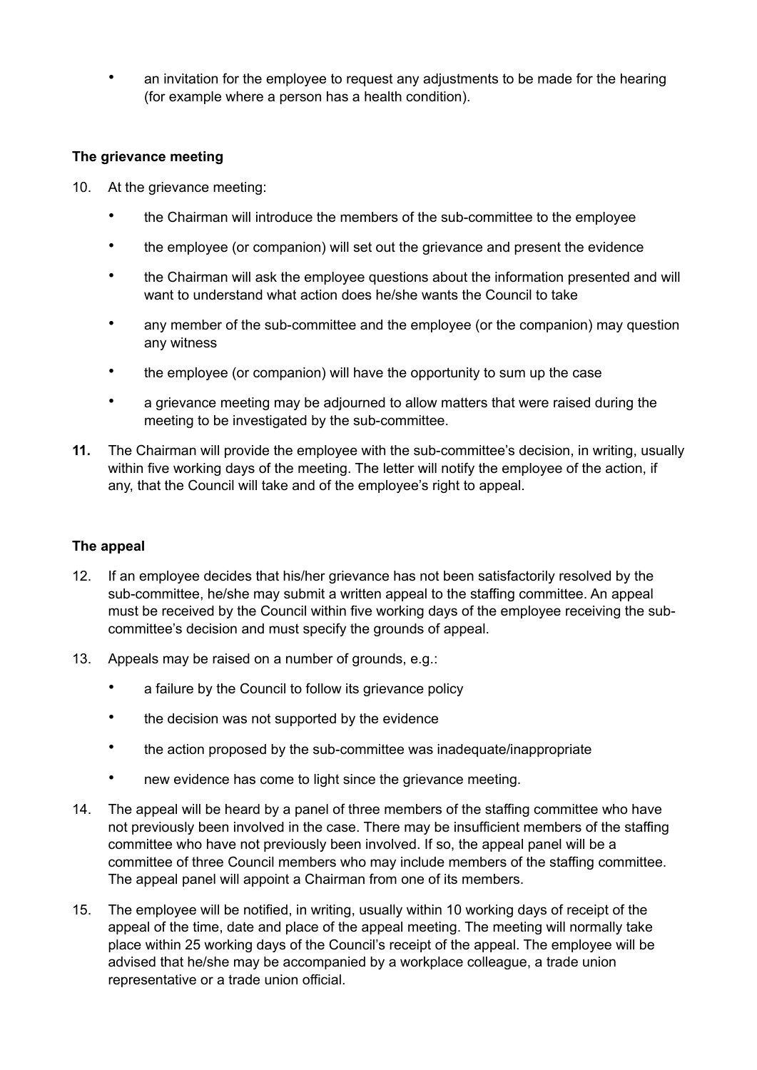- an invitation for the employee to request any adjustments to be made for the hearing (for example where a person has a health condition).

**The grievance meeting**

10. At the grievance meeting:
    - the Chairman will introduce the members of the sub-committee to the employee
    - the employee (or companion) will set out the grievance and present the evidence
    - the Chairman will ask the employee questions about the information presented and will want to understand what action does he/she wants the Council to take
    - any member of the sub-committee and the employee (or the companion) may question any witness
    - the employee (or companion) will have the opportunity to sum up the case
    - a grievance meeting may be adjourned to allow matters that were raised during the meeting to be investigated by the sub-committee.

**11.** The Chairman will provide the employee with the sub-committee's decision, in writing, usually within five working days of the meeting. The letter will notify the employee of the action, if any, that the Council will take and of the employee's right to appeal.

**The appeal**

12. If an employee decides that his/her grievance has not been satisfactorily resolved by the sub-committee, he/she may submit a written appeal to the staffing committee. An appeal must be received by the Council within five working days of the employee receiving the sub-committee's decision and must specify the grounds of appeal.

13. Appeals may be raised on a number of grounds, e.g.:
    - a failure by the Council to follow its grievance policy
    - the decision was not supported by the evidence
    - the action proposed by the sub-committee was inadequate/inappropriate
    - new evidence has come to light since the grievance meeting.

14. The appeal will be heard by a panel of three members of the staffing committee who have not previously been involved in the case. There may be insufficient members of the staffing committee who have not previously been involved. If so, the appeal panel will be a committee of three Council members who may include members of the staffing committee. The appeal panel will appoint a Chairman from one of its members.

15. The employee will be notified, in writing, usually within 10 working days of receipt of the appeal of the time, date and place of the appeal meeting. The meeting will normally take place within 25 working days of the Council's receipt of the appeal. The employee will be advised that he/she may be accompanied by a workplace colleague, a trade union representative or a trade union official.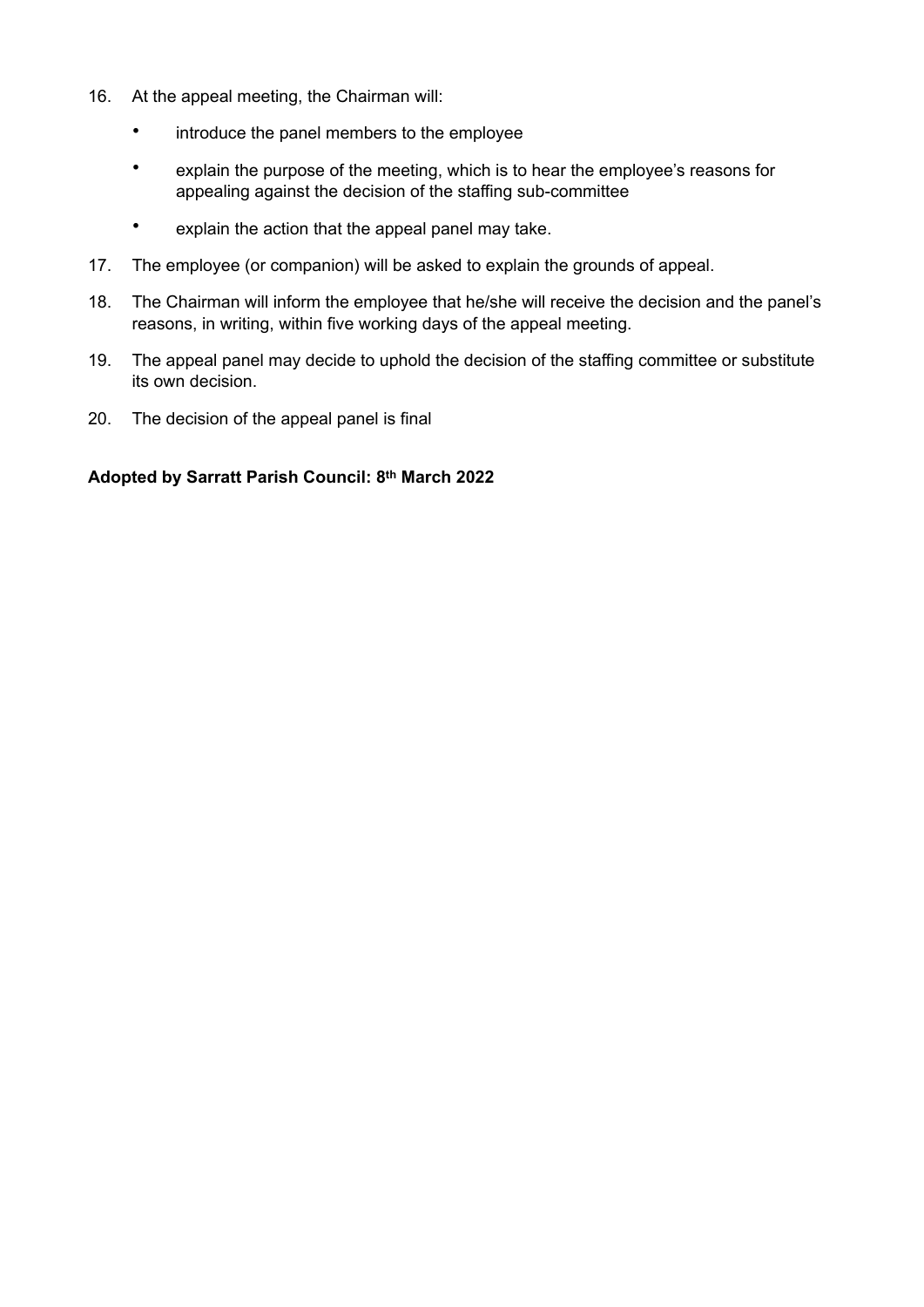16. At the appeal meeting, the Chairman will:

    - introduce the panel members to the employee
    - explain the purpose of the meeting, which is to hear the employee's reasons for appealing against the decision of the staffing sub-committee
    - explain the action that the appeal panel may take.

17. The employee (or companion) will be asked to explain the grounds of appeal.

18. The Chairman will inform the employee that he/she will receive the decision and the panel's reasons, in writing, within five working days of the appeal meeting.

19. The appeal panel may decide to uphold the decision of the staffing committee or substitute its own decision.

20. The decision of the appeal panel is final

**Adopted by Sarratt Parish Council: 8th March 2022**